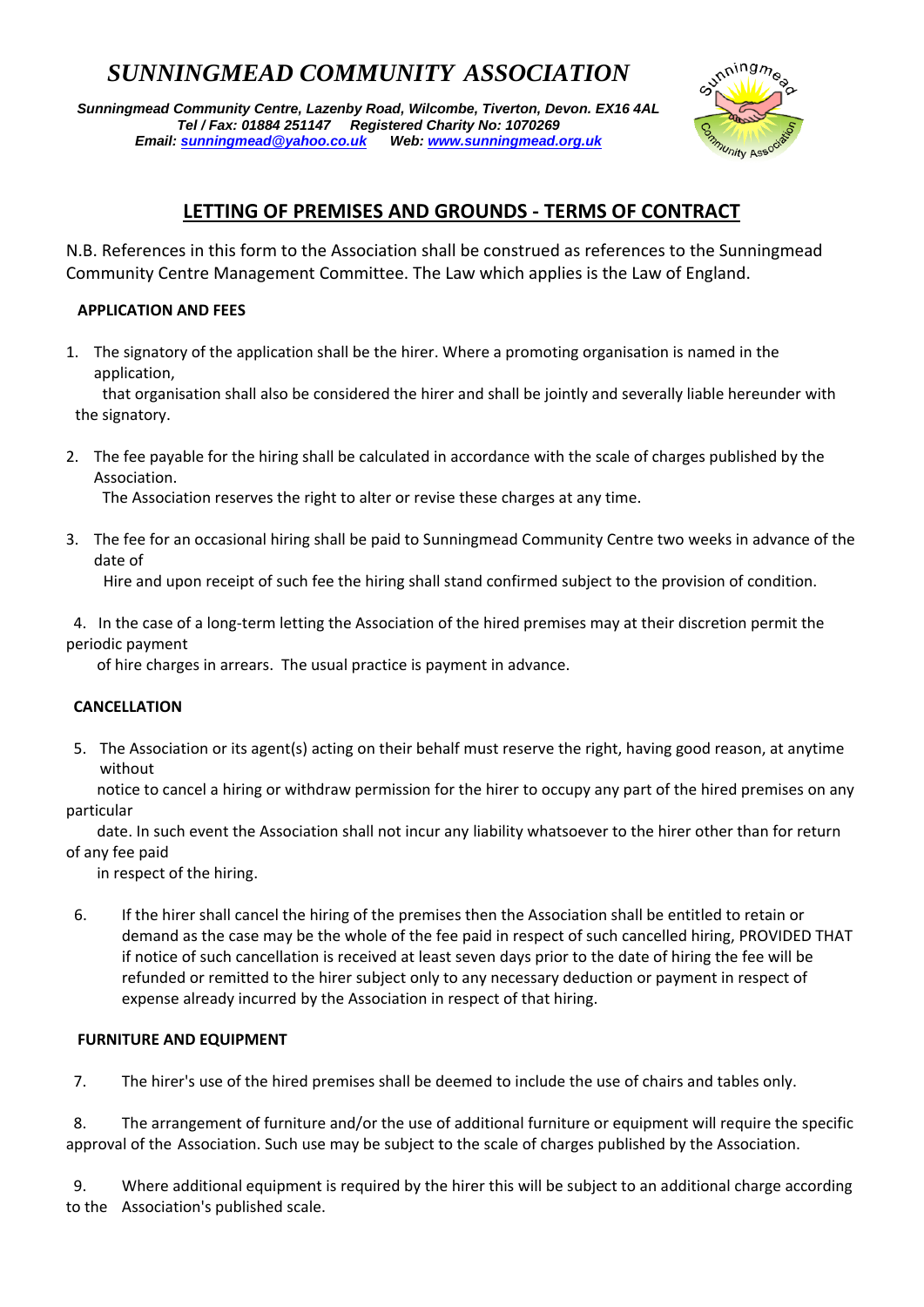# SUNNINGMEAD COMMUNITY ASSOCIATION

***Sunningmead Community Centre, Lazenby Road, Wilcombe, Tiverton, Devon. EX16 4AL***
***Tel / Fax: 01884 251147 Registered Charity No: 1070269***
***Email: sunningmead@yahoo.co.uk Web: www.sunningmead.org.uk***

## LETTING OF PREMISES AND GROUNDS - TERMS OF CONTRACT

N.B. References in this form to the Association shall be construed as references to the Sunningmead Community Centre Management Committee. The Law which applies is the Law of England.

### APPLICATION AND FEES

1. The signatory of the application shall be the hirer. Where a promoting organisation is named in the application, that organisation shall also be considered the hirer and shall be jointly and severally liable hereunder with the signatory.

2. The fee payable for the hiring shall be calculated in accordance with the scale of charges published by the Association. The Association reserves the right to alter or revise these charges at any time.

3. The fee for an occasional hiring shall be paid to Sunningmead Community Centre two weeks in advance of the date of Hire and upon receipt of such fee the hiring shall stand confirmed subject to the provision of condition.

4. In the case of a long-term letting the Association of the hired premises may at their discretion permit the periodic payment of hire charges in arrears. The usual practice is payment in advance.

### CANCELLATION

5. The Association or its agent(s) acting on their behalf must reserve the right, having good reason, at anytime without notice to cancel a hiring or withdraw permission for the hirer to occupy any part of the hired premises on any particular date. In such event the Association shall not incur any liability whatsoever to the hirer other than for return of any fee paid in respect of the hiring.

6. If the hirer shall cancel the hiring of the premises then the Association shall be entitled to retain or demand as the case may be the whole of the fee paid in respect of such cancelled hiring, PROVIDED THAT if notice of such cancellation is received at least seven days prior to the date of hiring the fee will be refunded or remitted to the hirer subject only to any necessary deduction or payment in respect of expense already incurred by the Association in respect of that hiring.

### FURNITURE AND EQUIPMENT

7. The hirer's use of the hired premises shall be deemed to include the use of chairs and tables only.

8. The arrangement of furniture and/or the use of additional furniture or equipment will require the specific approval of the Association. Such use may be subject to the scale of charges published by the Association.

9. Where additional equipment is required by the hirer this will be subject to an additional charge according to the Association's published scale.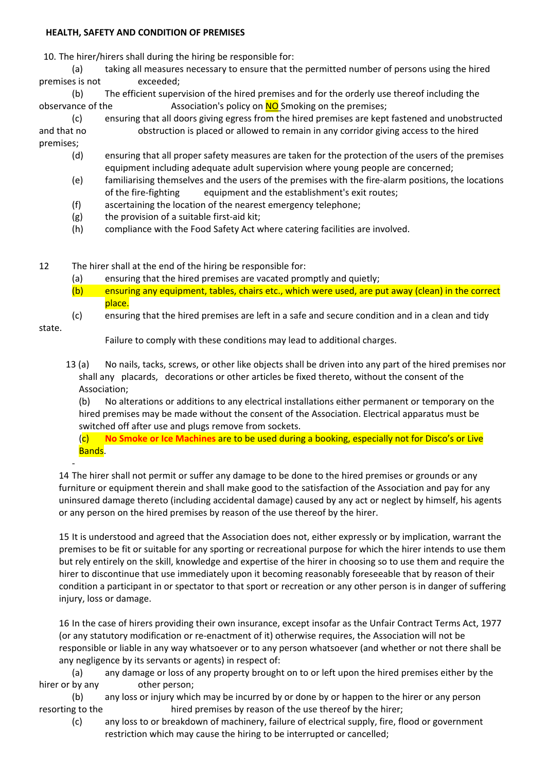**HEALTH, SAFETY AND CONDITION OF PREMISES**

10. The hirer/hirers shall during the hiring be responsible for:

(a) taking all measures necessary to ensure that the permitted number of persons using the hired premises is not exceeded;

(b) The efficient supervision of the hired premises and for the orderly use thereof including the observance of the Association's policy on NO Smoking on the premises;

(c) ensuring that all doors giving egress from the hired premises are kept fastened and unobstructed and that no obstruction is placed or allowed to remain in any corridor giving access to the hired premises;

(d) ensuring that all proper safety measures are taken for the protection of the users of the premises equipment including adequate adult supervision where young people are concerned;

(e) familiarising themselves and the users of the premises with the fire-alarm positions, the locations of the fire-fighting equipment and the establishment's exit routes;

(f) ascertaining the location of the nearest emergency telephone;

(g) the provision of a suitable first-aid kit;

(h) compliance with the Food Safety Act where catering facilities are involved.

12 The hirer shall at the end of the hiring be responsible for:

(a) ensuring that the hired premises are vacated promptly and quietly;

(b) ensuring any equipment, tables, chairs etc., which were used, are put away (clean) in the correct place.

(c) ensuring that the hired premises are left in a safe and secure condition and in a clean and tidy state.

Failure to comply with these conditions may lead to additional charges.

13 (a) No nails, tacks, screws, or other like objects shall be driven into any part of the hired premises nor shall any placards, decorations or other articles be fixed thereto, without the consent of the Association;

(b) No alterations or additions to any electrical installations either permanent or temporary on the hired premises may be made without the consent of the Association. Electrical apparatus must be switched off after use and plugs remove from sockets.

(c) **No Smoke or Ice Machines** are to be used during a booking, especially not for Disco's or Live Bands.

14 The hirer shall not permit or suffer any damage to be done to the hired premises or grounds or any furniture or equipment therein and shall make good to the satisfaction of the Association and pay for any uninsured damage thereto (including accidental damage) caused by any act or neglect by himself, his agents or any person on the hired premises by reason of the use thereof by the hirer.

15 It is understood and agreed that the Association does not, either expressly or by implication, warrant the premises to be fit or suitable for any sporting or recreational purpose for which the hirer intends to use them but rely entirely on the skill, knowledge and expertise of the hirer in choosing so to use them and require the hirer to discontinue that use immediately upon it becoming reasonably foreseeable that by reason of their condition a participant in or spectator to that sport or recreation or any other person is in danger of suffering injury, loss or damage.

16 In the case of hirers providing their own insurance, except insofar as the Unfair Contract Terms Act, 1977 (or any statutory modification or re-enactment of it) otherwise requires, the Association will not be responsible or liable in any way whatsoever or to any person whatsoever (and whether or not there shall be any negligence by its servants or agents) in respect of:

(a) any damage or loss of any property brought on to or left upon the hired premises either by the hirer or by any other person;

(b) any loss or injury which may be incurred by or done by or happen to the hirer or any person resorting to the hired premises by reason of the use thereof by the hirer;

(c) any loss to or breakdown of machinery, failure of electrical supply, fire, flood or government restriction which may cause the hiring to be interrupted or cancelled;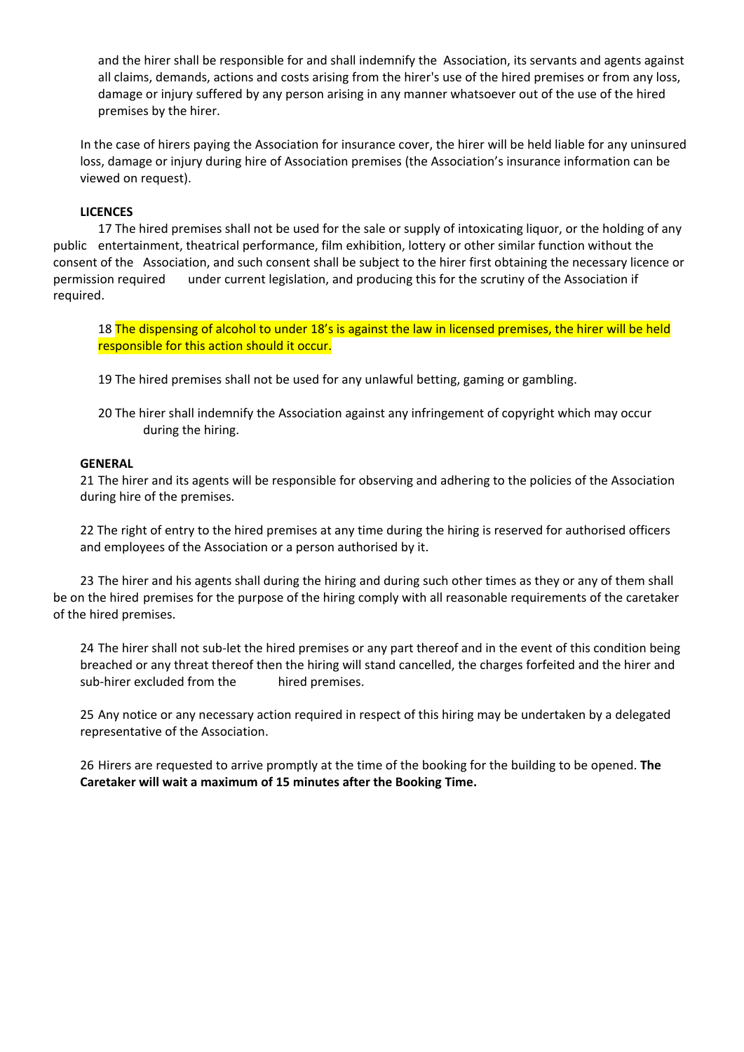and the hirer shall be responsible for and shall indemnify the Association, its servants and agents against all claims, demands, actions and costs arising from the hirer's use of the hired premises or from any loss, damage or injury suffered by any person arising in any manner whatsoever out of the use of the hired premises by the hirer.

In the case of hirers paying the Association for insurance cover, the hirer will be held liable for any uninsured loss, damage or injury during hire of Association premises (the Association's insurance information can be viewed on request).

**LICENCES**

17 The hired premises shall not be used for the sale or supply of intoxicating liquor, or the holding of any public entertainment, theatrical performance, film exhibition, lottery or other similar function without the consent of the Association, and such consent shall be subject to the hirer first obtaining the necessary licence or permission required under current legislation, and producing this for the scrutiny of the Association if required.

18 The dispensing of alcohol to under 18's is against the law in licensed premises, the hirer will be held responsible for this action should it occur.

19 The hired premises shall not be used for any unlawful betting, gaming or gambling.

20 The hirer shall indemnify the Association against any infringement of copyright which may occur during the hiring.

**GENERAL**

21 The hirer and its agents will be responsible for observing and adhering to the policies of the Association during hire of the premises.

22 The right of entry to the hired premises at any time during the hiring is reserved for authorised officers and employees of the Association or a person authorised by it.

23 The hirer and his agents shall during the hiring and during such other times as they or any of them shall be on the hired premises for the purpose of the hiring comply with all reasonable requirements of the caretaker of the hired premises.

24 The hirer shall not sub-let the hired premises or any part thereof and in the event of this condition being breached or any threat thereof then the hiring will stand cancelled, the charges forfeited and the hirer and sub-hirer excluded from the hired premises.

25 Any notice or any necessary action required in respect of this hiring may be undertaken by a delegated representative of the Association.

26 Hirers are requested to arrive promptly at the time of the booking for the building to be opened. **The Caretaker will wait a maximum of 15 minutes after the Booking Time.**